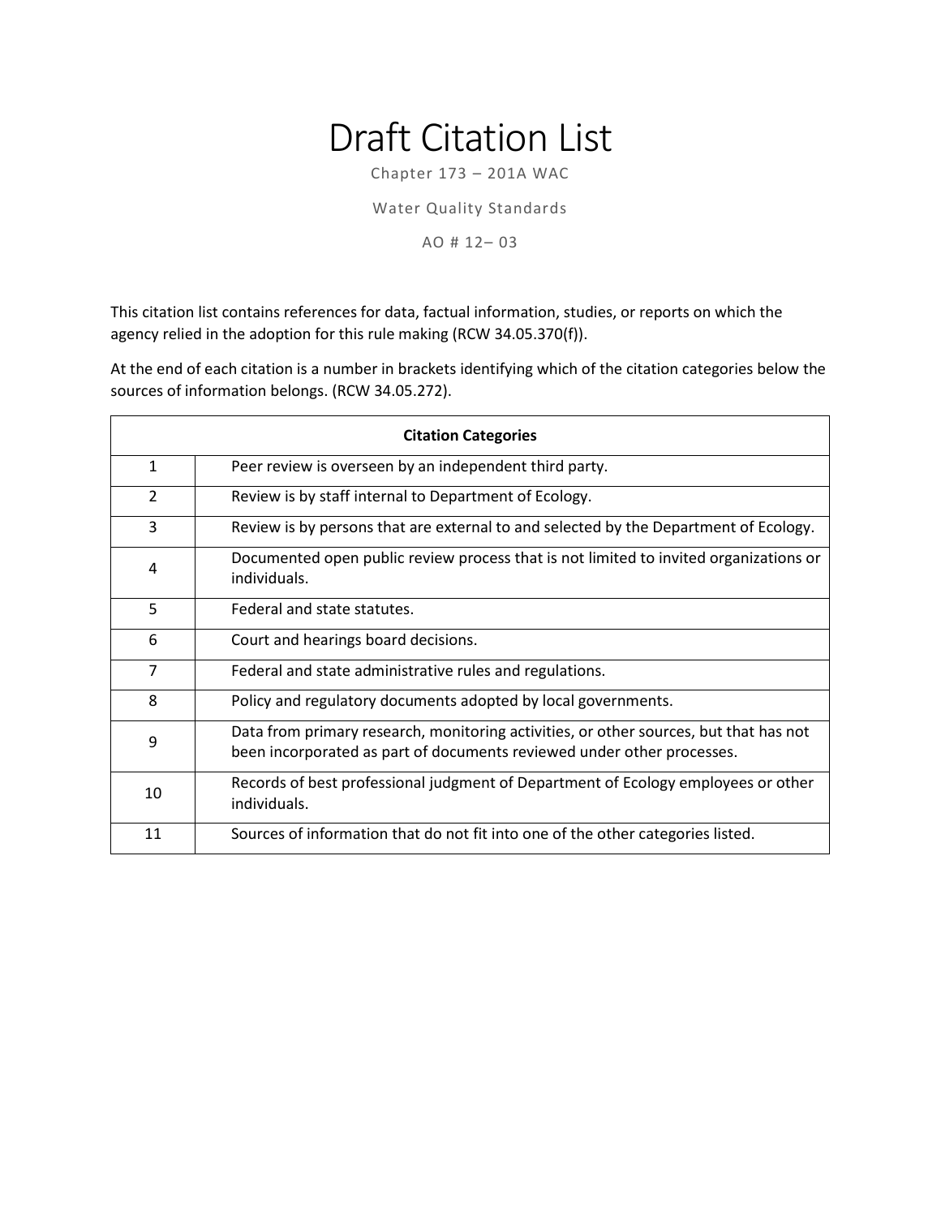# Draft Citation List

Chapter 173 – 201A WAC

Water Quality Standards

AO # 12– 03

This citation list contains references for data, factual information, studies, or reports on which the agency relied in the adoption for this rule making (RCW 34.05.370(f)).

At the end of each citation is a number in brackets identifying which of the citation categories below the sources of information belongs. (RCW 34.05.272).

| **Citation Categories** | |
|---|---|
| 1 | Peer review is overseen by an independent third party. |
| 2 | Review is by staff internal to Department of Ecology. |
| 3 | Review is by persons that are external to and selected by the Department of Ecology. |
| 4 | Documented open public review process that is not limited to invited organizations or individuals. |
| 5 | Federal and state statutes. |
| 6 | Court and hearings board decisions. |
| 7 | Federal and state administrative rules and regulations. |
| 8 | Policy and regulatory documents adopted by local governments. |
| 9 | Data from primary research, monitoring activities, or other sources, but that has not been incorporated as part of documents reviewed under other processes. |
| 10 | Records of best professional judgment of Department of Ecology employees or other individuals. |
| 11 | Sources of information that do not fit into one of the other categories listed. |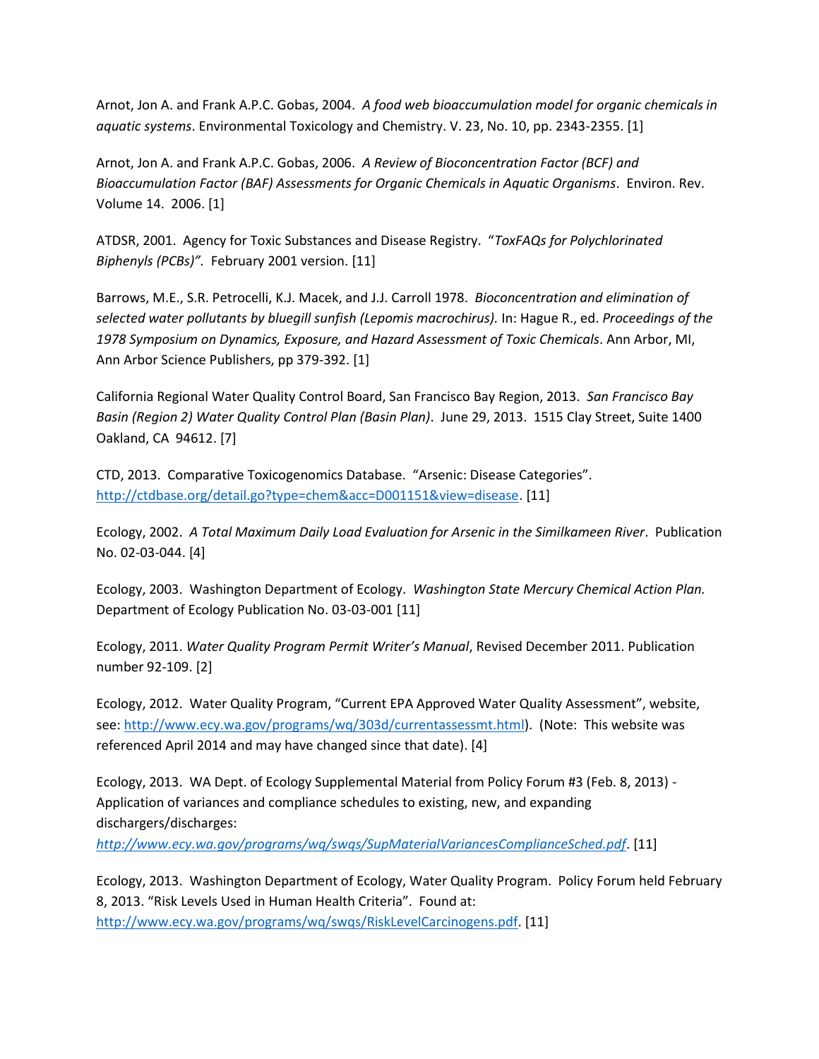Arnot, Jon A. and Frank A.P.C. Gobas, 2004. *A food web bioaccumulation model for organic chemicals in aquatic systems*. Environmental Toxicology and Chemistry. V. 23, No. 10, pp. 2343-2355. [1]

Arnot, Jon A. and Frank A.P.C. Gobas, 2006. *A Review of Bioconcentration Factor (BCF) and Bioaccumulation Factor (BAF) Assessments for Organic Chemicals in Aquatic Organisms*. Environ. Rev. Volume 14. 2006. [1]

ATDSR, 2001. Agency for Toxic Substances and Disease Registry. "*ToxFAQs for Polychlorinated Biphenyls (PCBs)"*. February 2001 version. [11]

Barrows, M.E., S.R. Petrocelli, K.J. Macek, and J.J. Carroll 1978. *Bioconcentration and elimination of selected water pollutants by bluegill sunfish (Lepomis macrochirus).* In: Hague R., ed. *Proceedings of the 1978 Symposium on Dynamics, Exposure, and Hazard Assessment of Toxic Chemicals*. Ann Arbor, MI, Ann Arbor Science Publishers, pp 379-392. [1]

California Regional Water Quality Control Board, San Francisco Bay Region, 2013. *San Francisco Bay Basin (Region 2) Water Quality Control Plan (Basin Plan)*. June 29, 2013. 1515 Clay Street, Suite 1400 Oakland, CA 94612. [7]

CTD, 2013. Comparative Toxicogenomics Database. "Arsenic: Disease Categories". http://ctdbase.org/detail.go?type=chem&acc=D001151&view=disease. [11]

Ecology, 2002. *A Total Maximum Daily Load Evaluation for Arsenic in the Similkameen River*. Publication No. 02-03-044. [4]

Ecology, 2003. Washington Department of Ecology. *Washington State Mercury Chemical Action Plan.* Department of Ecology Publication No. 03-03-001 [11]

Ecology, 2011. *Water Quality Program Permit Writer's Manual*, Revised December 2011. Publication number 92-109. [2]

Ecology, 2012. Water Quality Program, "Current EPA Approved Water Quality Assessment", website, see: http://www.ecy.wa.gov/programs/wq/303d/currentassessmt.html). (Note: This website was referenced April 2014 and may have changed since that date). [4]

Ecology, 2013. WA Dept. of Ecology Supplemental Material from Policy Forum #3 (Feb. 8, 2013) - Application of variances and compliance schedules to existing, new, and expanding dischargers/discharges:
*http://www.ecy.wa.gov/programs/wq/swqs/SupMaterialVariancesComplianceSched.pdf*. [11]

Ecology, 2013. Washington Department of Ecology, Water Quality Program. Policy Forum held February 8, 2013. "Risk Levels Used in Human Health Criteria". Found at:
http://www.ecy.wa.gov/programs/wq/swqs/RiskLevelCarcinogens.pdf. [11]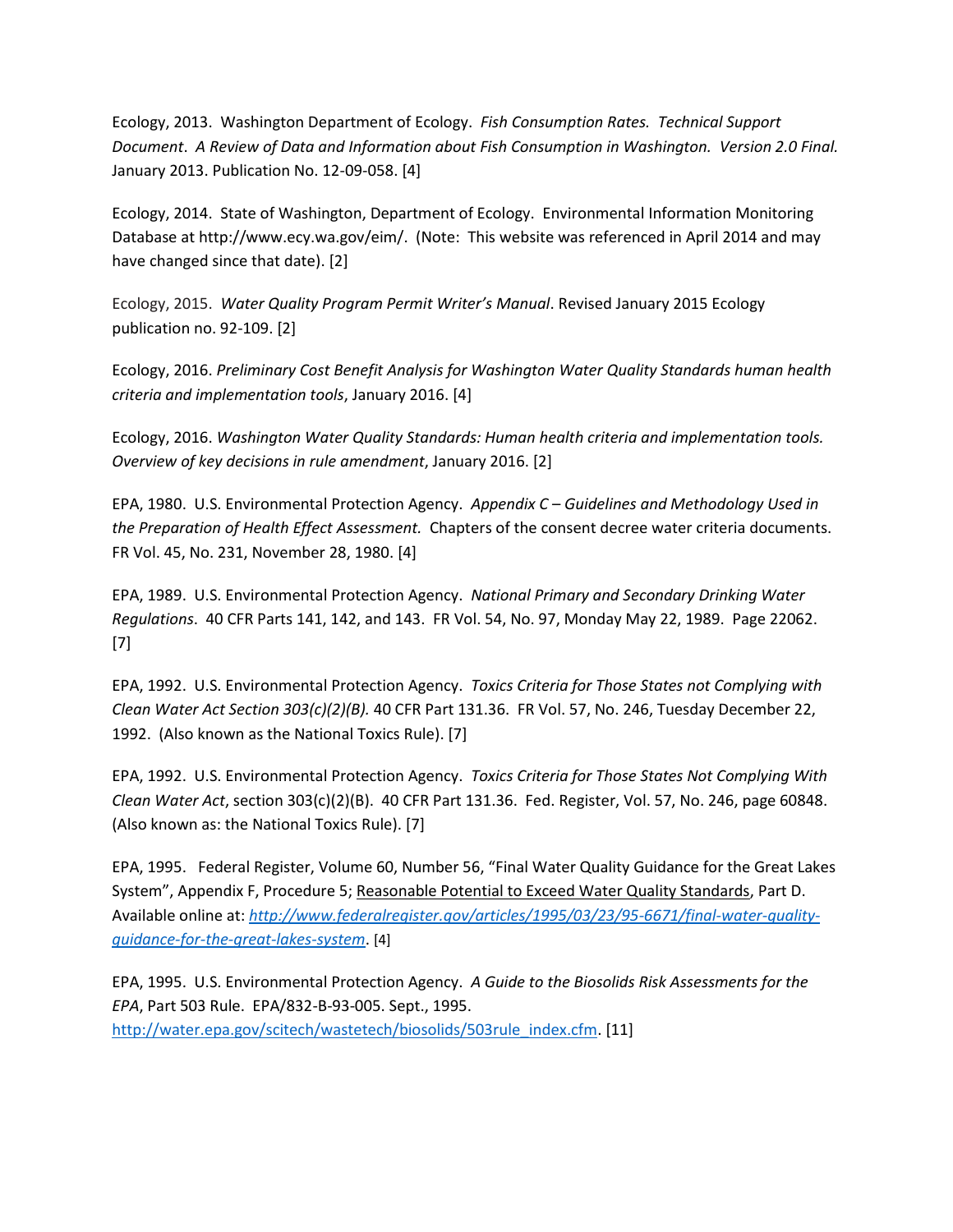Ecology, 2013. Washington Department of Ecology. *Fish Consumption Rates. Technical Support Document*. *A Review of Data and Information about Fish Consumption in Washington. Version 2.0 Final.* January 2013. Publication No. 12-09-058. [4]

Ecology, 2014. State of Washington, Department of Ecology. Environmental Information Monitoring Database at http://www.ecy.wa.gov/eim/. (Note: This website was referenced in April 2014 and may have changed since that date). [2]

Ecology, 2015. *Water Quality Program Permit Writer's Manual*. Revised January 2015 Ecology publication no. 92-109. [2]

Ecology, 2016. *Preliminary Cost Benefit Analysis for Washington Water Quality Standards human health criteria and implementation tools*, January 2016. [4]

Ecology, 2016. *Washington Water Quality Standards: Human health criteria and implementation tools. Overview of key decisions in rule amendment*, January 2016. [2]

EPA, 1980. U.S. Environmental Protection Agency. *Appendix C – Guidelines and Methodology Used in the Preparation of Health Effect Assessment.* Chapters of the consent decree water criteria documents. FR Vol. 45, No. 231, November 28, 1980. [4]

EPA, 1989. U.S. Environmental Protection Agency. *National Primary and Secondary Drinking Water Regulations*. 40 CFR Parts 141, 142, and 143. FR Vol. 54, No. 97, Monday May 22, 1989. Page 22062. [7]

EPA, 1992. U.S. Environmental Protection Agency. *Toxics Criteria for Those States not Complying with Clean Water Act Section 303(c)(2)(B).* 40 CFR Part 131.36. FR Vol. 57, No. 246, Tuesday December 22, 1992. (Also known as the National Toxics Rule). [7]

EPA, 1992. U.S. Environmental Protection Agency. *Toxics Criteria for Those States Not Complying With Clean Water Act*, section 303(c)(2)(B). 40 CFR Part 131.36. Fed. Register, Vol. 57, No. 246, page 60848. (Also known as: the National Toxics Rule). [7]

EPA, 1995. Federal Register, Volume 60, Number 56, "Final Water Quality Guidance for the Great Lakes System", Appendix F, Procedure 5; Reasonable Potential to Exceed Water Quality Standards, Part D. Available online at: *http://www.federalregister.gov/articles/1995/03/23/95-6671/final-water-quality-guidance-for-the-great-lakes-system*. [4]

EPA, 1995. U.S. Environmental Protection Agency. *A Guide to the Biosolids Risk Assessments for the EPA*, Part 503 Rule. EPA/832-B-93-005. Sept., 1995. http://water.epa.gov/scitech/wastetech/biosolids/503rule_index.cfm. [11]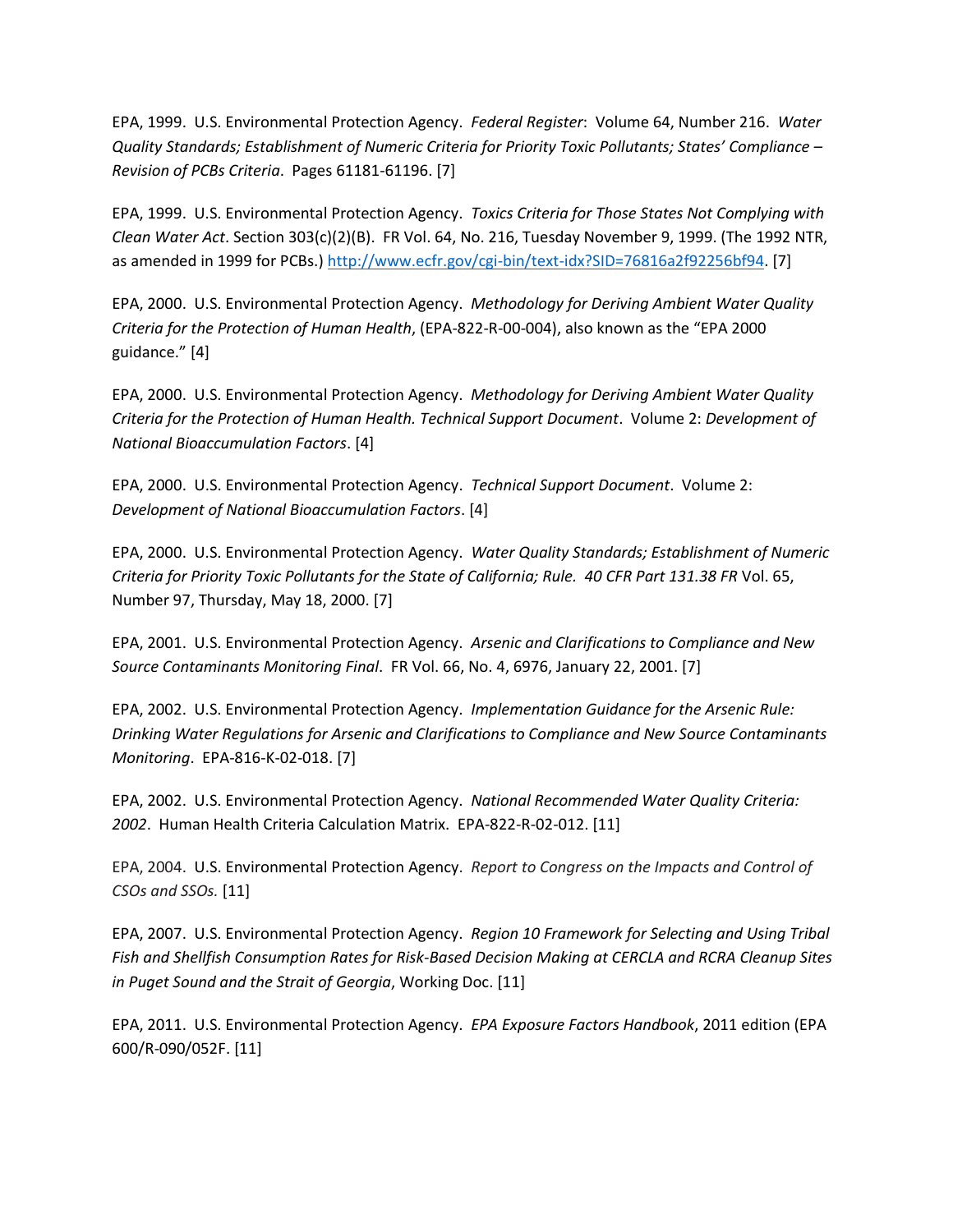EPA, 1999. U.S. Environmental Protection Agency. *Federal Register*: Volume 64, Number 216. *Water Quality Standards; Establishment of Numeric Criteria for Priority Toxic Pollutants; States' Compliance – Revision of PCBs Criteria*. Pages 61181-61196. [7]

EPA, 1999. U.S. Environmental Protection Agency. *Toxics Criteria for Those States Not Complying with Clean Water Act*. Section 303(c)(2)(B). FR Vol. 64, No. 216, Tuesday November 9, 1999. (The 1992 NTR, as amended in 1999 for PCBs.) [http://www.ecfr.gov/cgi-bin/text-idx?SID=76816a2f92256bf94](http://www.ecfr.gov/cgi-bin/text-idx?SID=76816a2f92256bf94). [7]

EPA, 2000. U.S. Environmental Protection Agency. *Methodology for Deriving Ambient Water Quality Criteria for the Protection of Human Health*, (EPA-822-R-00-004), also known as the "EPA 2000 guidance." [4]

EPA, 2000. U.S. Environmental Protection Agency. *Methodology for Deriving Ambient Water Quality Criteria for the Protection of Human Health. Technical Support Document*. Volume 2: *Development of National Bioaccumulation Factors*. [4]

EPA, 2000. U.S. Environmental Protection Agency. *Technical Support Document*. Volume 2: *Development of National Bioaccumulation Factors*. [4]

EPA, 2000. U.S. Environmental Protection Agency. *Water Quality Standards; Establishment of Numeric Criteria for Priority Toxic Pollutants for the State of California; Rule. 40 CFR Part 131.38 FR* Vol. 65, Number 97, Thursday, May 18, 2000. [7]

EPA, 2001. U.S. Environmental Protection Agency. *Arsenic and Clarifications to Compliance and New Source Contaminants Monitoring Final*. FR Vol. 66, No. 4, 6976, January 22, 2001. [7]

EPA, 2002. U.S. Environmental Protection Agency. *Implementation Guidance for the Arsenic Rule: Drinking Water Regulations for Arsenic and Clarifications to Compliance and New Source Contaminants Monitoring*. EPA-816-K-02-018. [7]

EPA, 2002. U.S. Environmental Protection Agency. *National Recommended Water Quality Criteria: 2002*. Human Health Criteria Calculation Matrix. EPA-822-R-02-012. [11]

EPA, 2004. U.S. Environmental Protection Agency. *Report to Congress on the Impacts and Control of CSOs and SSOs.* [11]

EPA, 2007. U.S. Environmental Protection Agency. *Region 10 Framework for Selecting and Using Tribal Fish and Shellfish Consumption Rates for Risk-Based Decision Making at CERCLA and RCRA Cleanup Sites in Puget Sound and the Strait of Georgia*, Working Doc. [11]

EPA, 2011. U.S. Environmental Protection Agency. *EPA Exposure Factors Handbook*, 2011 edition (EPA 600/R-090/052F. [11]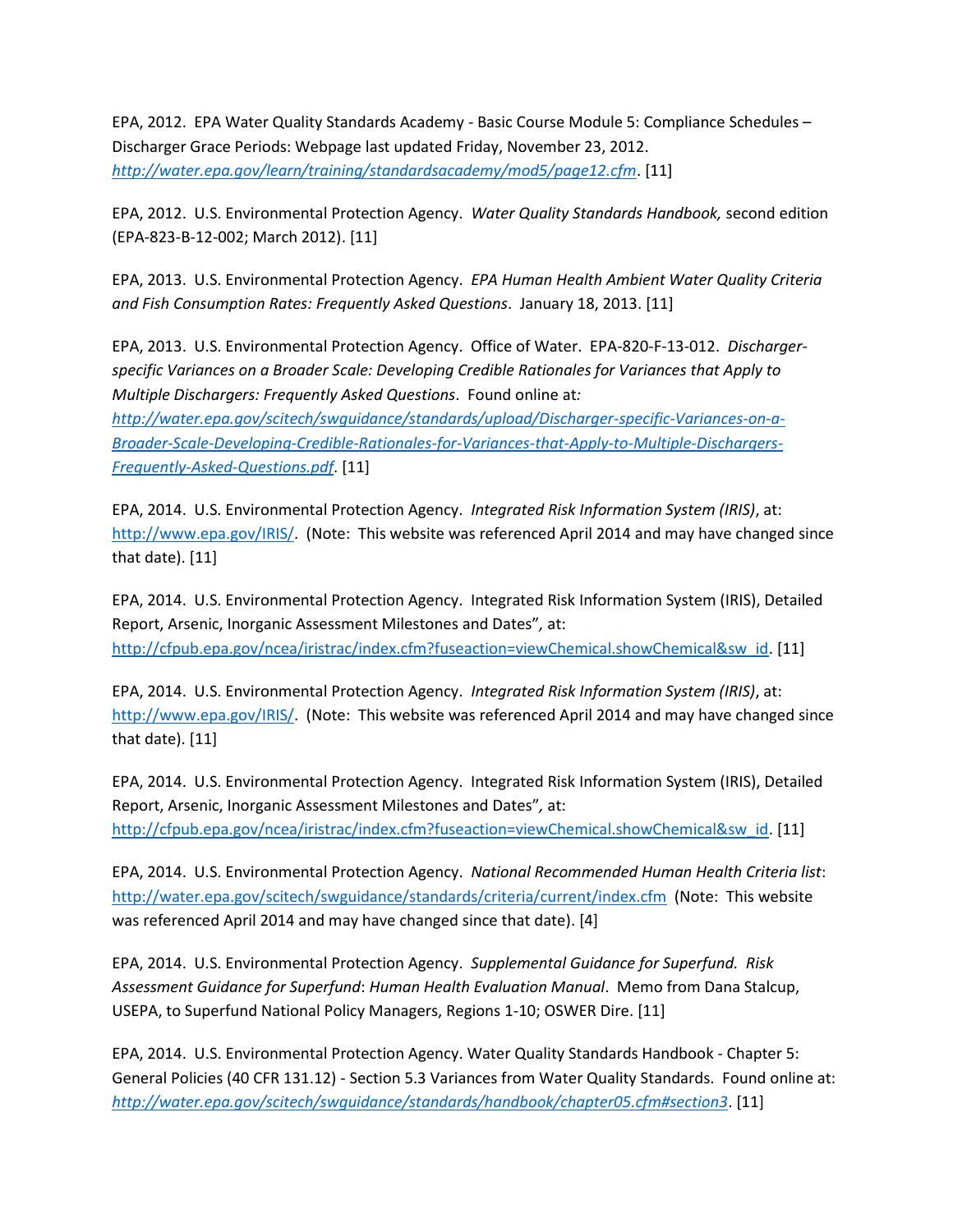EPA, 2012. EPA Water Quality Standards Academy - Basic Course Module 5: Compliance Schedules – Discharger Grace Periods: Webpage last updated Friday, November 23, 2012. *http://water.epa.gov/learn/training/standardsacademy/mod5/page12.cfm*. [11]

EPA, 2012. U.S. Environmental Protection Agency. *Water Quality Standards Handbook,* second edition (EPA-823-B-12-002; March 2012). [11]

EPA, 2013. U.S. Environmental Protection Agency. *EPA Human Health Ambient Water Quality Criteria and Fish Consumption Rates: Frequently Asked Questions*. January 18, 2013. [11]

EPA, 2013. U.S. Environmental Protection Agency. Office of Water. EPA-820-F-13-012. *Discharger-specific Variances on a Broader Scale: Developing Credible Rationales for Variances that Apply to Multiple Dischargers: Frequently Asked Questions*. Found online at: *http://water.epa.gov/scitech/swguidance/standards/upload/Discharger-specific-Variances-on-a-Broader-Scale-Developing-Credible-Rationales-for-Variances-that-Apply-to-Multiple-Dischargers-Frequently-Asked-Questions.pdf*. [11]

EPA, 2014. U.S. Environmental Protection Agency. *Integrated Risk Information System (IRIS)*, at: http://www.epa.gov/IRIS/. (Note: This website was referenced April 2014 and may have changed since that date). [11]

EPA, 2014. U.S. Environmental Protection Agency. Integrated Risk Information System (IRIS), Detailed Report, Arsenic, Inorganic Assessment Milestones and Dates", at: http://cfpub.epa.gov/ncea/iristrac/index.cfm?fuseaction=viewChemical.showChemical&sw_id. [11]

EPA, 2014. U.S. Environmental Protection Agency. *Integrated Risk Information System (IRIS)*, at: http://www.epa.gov/IRIS/. (Note: This website was referenced April 2014 and may have changed since that date). [11]

EPA, 2014. U.S. Environmental Protection Agency. Integrated Risk Information System (IRIS), Detailed Report, Arsenic, Inorganic Assessment Milestones and Dates", at: http://cfpub.epa.gov/ncea/iristrac/index.cfm?fuseaction=viewChemical.showChemical&sw_id. [11]

EPA, 2014. U.S. Environmental Protection Agency. *National Recommended Human Health Criteria list*: http://water.epa.gov/scitech/swguidance/standards/criteria/current/index.cfm (Note: This website was referenced April 2014 and may have changed since that date). [4]

EPA, 2014. U.S. Environmental Protection Agency. *Supplemental Guidance for Superfund. Risk Assessment Guidance for Superfund*: *Human Health Evaluation Manual*. Memo from Dana Stalcup, USEPA, to Superfund National Policy Managers, Regions 1-10; OSWER Dire. [11]

EPA, 2014. U.S. Environmental Protection Agency. Water Quality Standards Handbook - Chapter 5: General Policies (40 CFR 131.12) - Section 5.3 Variances from Water Quality Standards. Found online at: *http://water.epa.gov/scitech/swguidance/standards/handbook/chapter05.cfm#section3*. [11]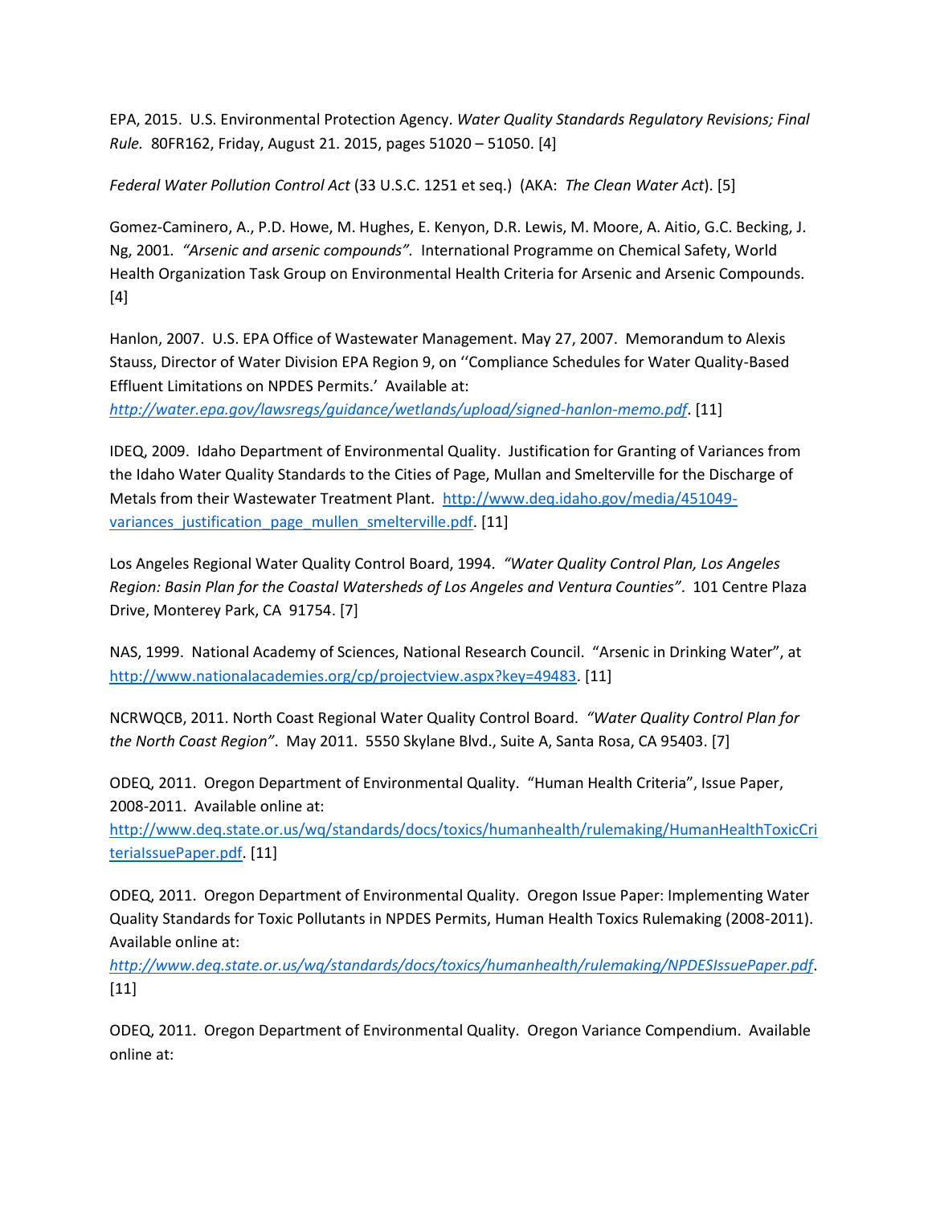EPA, 2015. U.S. Environmental Protection Agency. *Water Quality Standards Regulatory Revisions; Final Rule.* 80FR162, Friday, August 21. 2015, pages 51020 – 51050. [4]

*Federal Water Pollution Control Act* (33 U.S.C. 1251 et seq.) (AKA: *The Clean Water Act*). [5]

Gomez-Caminero, A., P.D. Howe, M. Hughes, E. Kenyon, D.R. Lewis, M. Moore, A. Aitio, G.C. Becking, J. Ng, 2001. *"Arsenic and arsenic compounds".* International Programme on Chemical Safety, World Health Organization Task Group on Environmental Health Criteria for Arsenic and Arsenic Compounds. [4]

Hanlon, 2007. U.S. EPA Office of Wastewater Management. May 27, 2007. Memorandum to Alexis Stauss, Director of Water Division EPA Region 9, on ''Compliance Schedules for Water Quality-Based Effluent Limitations on NPDES Permits.' Available at: *http://water.epa.gov/lawsregs/guidance/wetlands/upload/signed-hanlon-memo.pdf*. [11]

IDEQ, 2009. Idaho Department of Environmental Quality. Justification for Granting of Variances from the Idaho Water Quality Standards to the Cities of Page, Mullan and Smelterville for the Discharge of Metals from their Wastewater Treatment Plant. http://www.deq.idaho.gov/media/451049-variances_justification_page_mullen_smelterville.pdf. [11]

Los Angeles Regional Water Quality Control Board, 1994. *"Water Quality Control Plan, Los Angeles Region: Basin Plan for the Coastal Watersheds of Los Angeles and Ventura Counties"*. 101 Centre Plaza Drive, Monterey Park, CA 91754. [7]

NAS, 1999. National Academy of Sciences, National Research Council. "Arsenic in Drinking Water", at http://www.nationalacademies.org/cp/projectview.aspx?key=49483. [11]

NCRWQCB, 2011. North Coast Regional Water Quality Control Board. *"Water Quality Control Plan for the North Coast Region"*. May 2011. 5550 Skylane Blvd., Suite A, Santa Rosa, CA 95403. [7]

ODEQ, 2011. Oregon Department of Environmental Quality. "Human Health Criteria", Issue Paper, 2008-2011. Available online at: http://www.deq.state.or.us/wq/standards/docs/toxics/humanhealth/rulemaking/HumanHealthToxicCriteriaIssuePaper.pdf. [11]

ODEQ, 2011. Oregon Department of Environmental Quality. Oregon Issue Paper: Implementing Water Quality Standards for Toxic Pollutants in NPDES Permits, Human Health Toxics Rulemaking (2008-2011). Available online at: *http://www.deq.state.or.us/wq/standards/docs/toxics/humanhealth/rulemaking/NPDESIssuePaper.pdf*. [11]

ODEQ, 2011. Oregon Department of Environmental Quality. Oregon Variance Compendium. Available online at: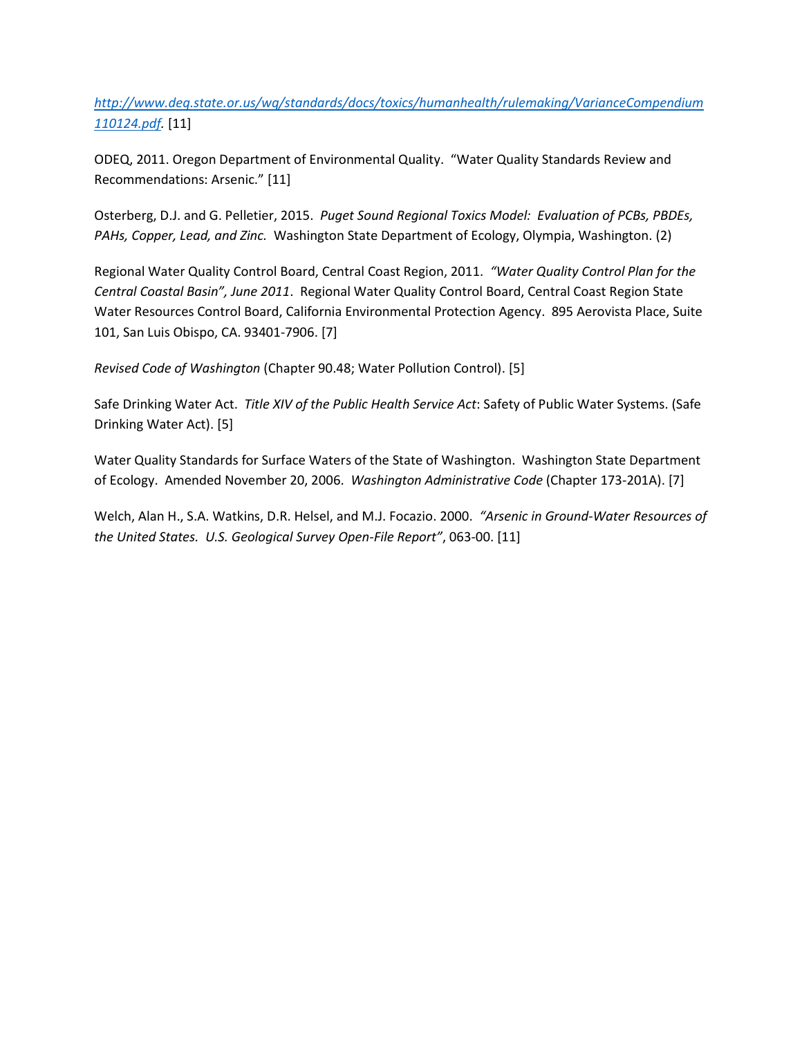*http://www.deq.state.or.us/wq/standards/docs/toxics/humanhealth/rulemaking/VarianceCompendium110124.pdf.* [11]

ODEQ, 2011. Oregon Department of Environmental Quality. "Water Quality Standards Review and Recommendations: Arsenic." [11]

Osterberg, D.J. and G. Pelletier, 2015. *Puget Sound Regional Toxics Model: Evaluation of PCBs, PBDEs, PAHs, Copper, Lead, and Zinc.* Washington State Department of Ecology, Olympia, Washington. (2)

Regional Water Quality Control Board, Central Coast Region, 2011. *"Water Quality Control Plan for the Central Coastal Basin", June 2011*. Regional Water Quality Control Board, Central Coast Region State Water Resources Control Board, California Environmental Protection Agency. 895 Aerovista Place, Suite 101, San Luis Obispo, CA. 93401-7906. [7]

*Revised Code of Washington* (Chapter 90.48; Water Pollution Control). [5]

Safe Drinking Water Act. *Title XIV of the Public Health Service Act*: Safety of Public Water Systems. (Safe Drinking Water Act). [5]

Water Quality Standards for Surface Waters of the State of Washington. Washington State Department of Ecology. Amended November 20, 2006. *Washington Administrative Code* (Chapter 173-201A). [7]

Welch, Alan H., S.A. Watkins, D.R. Helsel, and M.J. Focazio. 2000. *"Arsenic in Ground-Water Resources of the United States. U.S. Geological Survey Open-File Report"*, 063-00. [11]